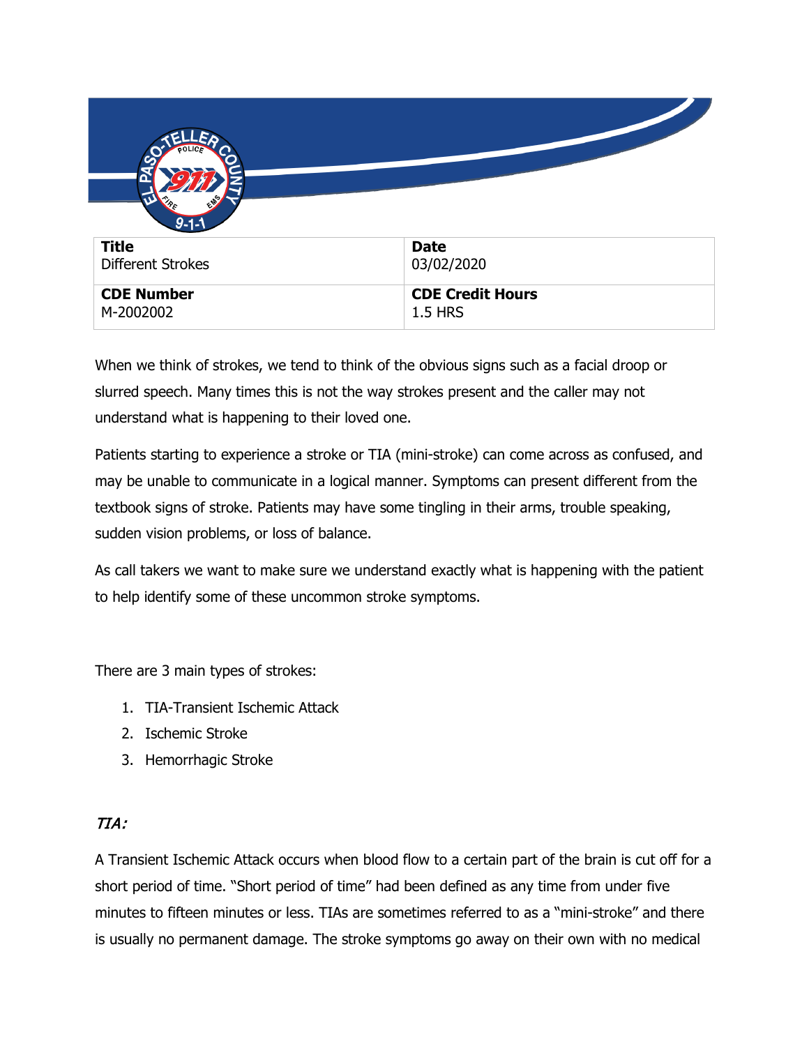| Title | Date |
| --- | --- |
| Different Strokes | 03/02/2020 |
| **CDE Number** | **CDE Credit Hours** |
| M-2002002 | 1.5 HRS |

When we think of strokes, we tend to think of the obvious signs such as a facial droop or slurred speech. Many times this is not the way strokes present and the caller may not understand what is happening to their loved one.

Patients starting to experience a stroke or TIA (mini-stroke) can come across as confused, and may be unable to communicate in a logical manner. Symptoms can present different from the textbook signs of stroke. Patients may have some tingling in their arms, trouble speaking, sudden vision problems, or loss of balance.

As call takers we want to make sure we understand exactly what is happening with the patient to help identify some of these uncommon stroke symptoms.

There are 3 main types of strokes:

1. TIA-Transient Ischemic Attack
2. Ischemic Stroke
3. Hemorrhagic Stroke

### *TIA:*

A Transient Ischemic Attack occurs when blood flow to a certain part of the brain is cut off for a short period of time. "Short period of time" had been defined as any time from under five minutes to fifteen minutes or less. TIAs are sometimes referred to as a "mini-stroke" and there is usually no permanent damage. The stroke symptoms go away on their own with no medical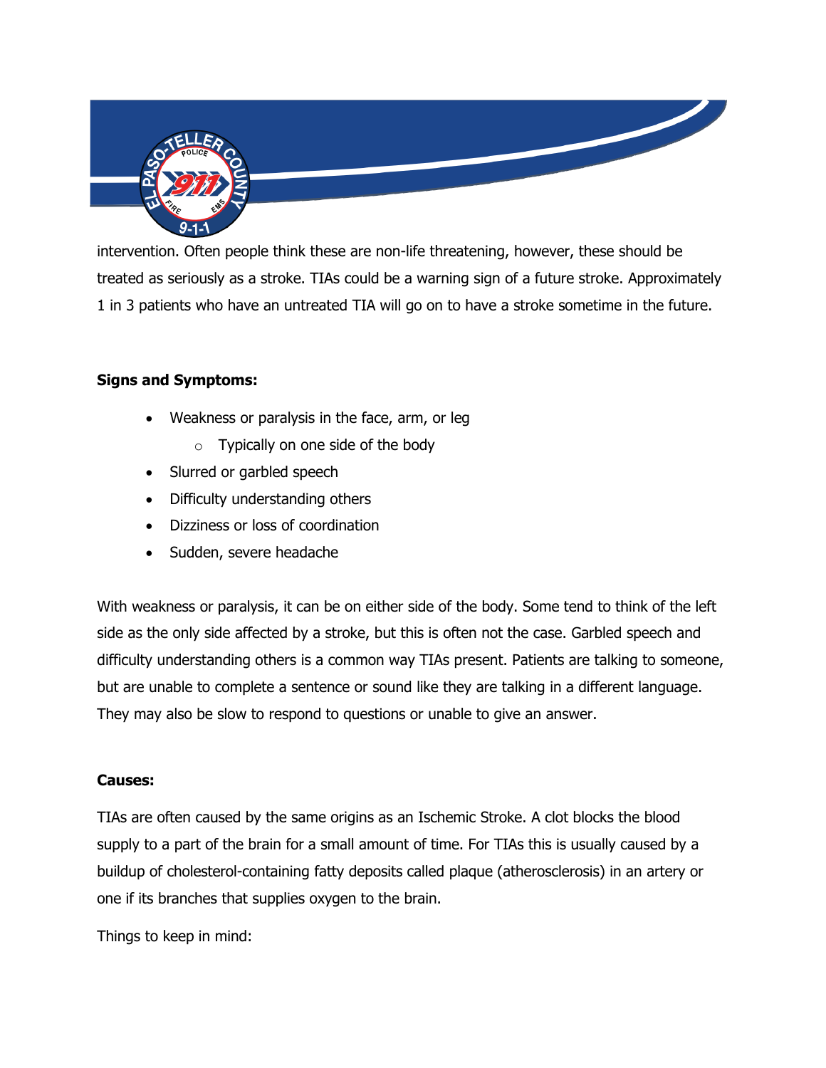intervention. Often people think these are non-life threatening, however, these should be treated as seriously as a stroke. TIAs could be a warning sign of a future stroke. Approximately 1 in 3 patients who have an untreated TIA will go on to have a stroke sometime in the future.

**Signs and Symptoms:**

- Weakness or paralysis in the face, arm, or leg
  - Typically on one side of the body
- Slurred or garbled speech
- Difficulty understanding others
- Dizziness or loss of coordination
- Sudden, severe headache

With weakness or paralysis, it can be on either side of the body. Some tend to think of the left side as the only side affected by a stroke, but this is often not the case. Garbled speech and difficulty understanding others is a common way TIAs present. Patients are talking to someone, but are unable to complete a sentence or sound like they are talking in a different language. They may also be slow to respond to questions or unable to give an answer.

**Causes:**

TIAs are often caused by the same origins as an Ischemic Stroke. A clot blocks the blood supply to a part of the brain for a small amount of time. For TIAs this is usually caused by a buildup of cholesterol-containing fatty deposits called plaque (atherosclerosis) in an artery or one if its branches that supplies oxygen to the brain.

Things to keep in mind: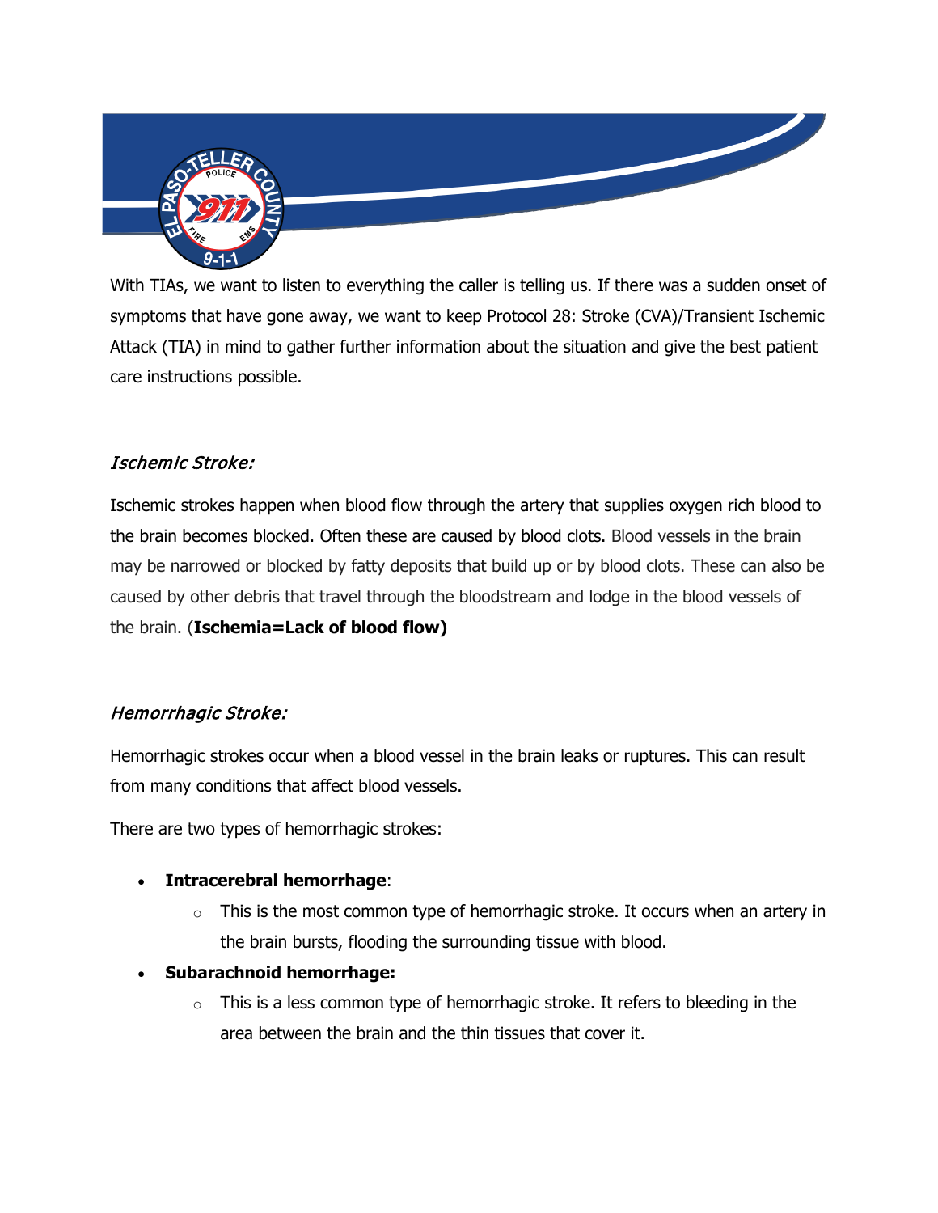With TIAs, we want to listen to everything the caller is telling us. If there was a sudden onset of symptoms that have gone away, we want to keep Protocol 28: Stroke (CVA)/Transient Ischemic Attack (TIA) in mind to gather further information about the situation and give the best patient care instructions possible.

### *Ischemic Stroke:*

Ischemic strokes happen when blood flow through the artery that supplies oxygen rich blood to the brain becomes blocked. Often these are caused by blood clots. Blood vessels in the brain may be narrowed or blocked by fatty deposits that build up or by blood clots. These can also be caused by other debris that travel through the bloodstream and lodge in the blood vessels of the brain. (**Ischemia=Lack of blood flow)**

### *Hemorrhagic Stroke:*

Hemorrhagic strokes occur when a blood vessel in the brain leaks or ruptures. This can result from many conditions that affect blood vessels.

There are two types of hemorrhagic strokes:

- **Intracerebral hemorrhage**:
    - This is the most common type of hemorrhagic stroke. It occurs when an artery in the brain bursts, flooding the surrounding tissue with blood.
- **Subarachnoid hemorrhage:**
    - This is a less common type of hemorrhagic stroke. It refers to bleeding in the area between the brain and the thin tissues that cover it.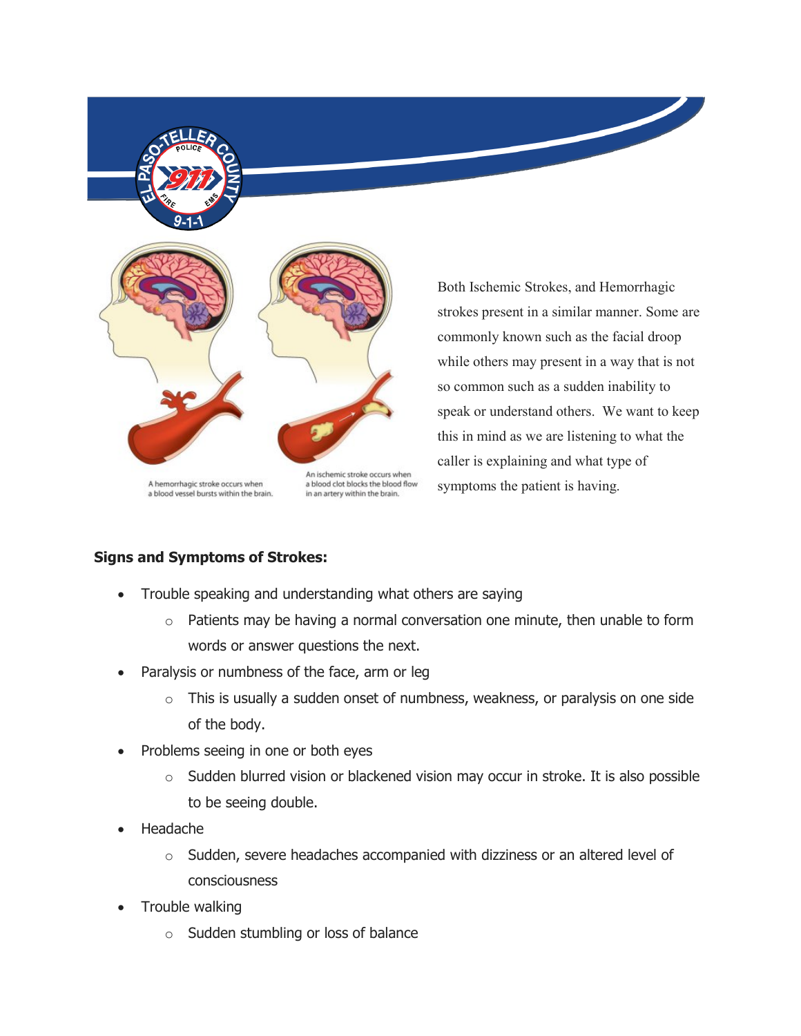A hemorrhagic stroke occurs when a blood vessel bursts within the brain.

An ischemic stroke occurs when a blood clot blocks the blood flow in an artery within the brain.

Both Ischemic Strokes, and Hemorrhagic strokes present in a similar manner. Some are commonly known such as the facial droop while others may present in a way that is not so common such as a sudden inability to speak or understand others. We want to keep this in mind as we are listening to what the caller is explaining and what type of symptoms the patient is having.

**Signs and Symptoms of Strokes:**

- Trouble speaking and understanding what others are saying
  - Patients may be having a normal conversation one minute, then unable to form words or answer questions the next.
- Paralysis or numbness of the face, arm or leg
  - This is usually a sudden onset of numbness, weakness, or paralysis on one side of the body.
- Problems seeing in one or both eyes
  - Sudden blurred vision or blackened vision may occur in stroke. It is also possible to be seeing double.
- Headache
  - Sudden, severe headaches accompanied with dizziness or an altered level of consciousness
- Trouble walking
  - Sudden stumbling or loss of balance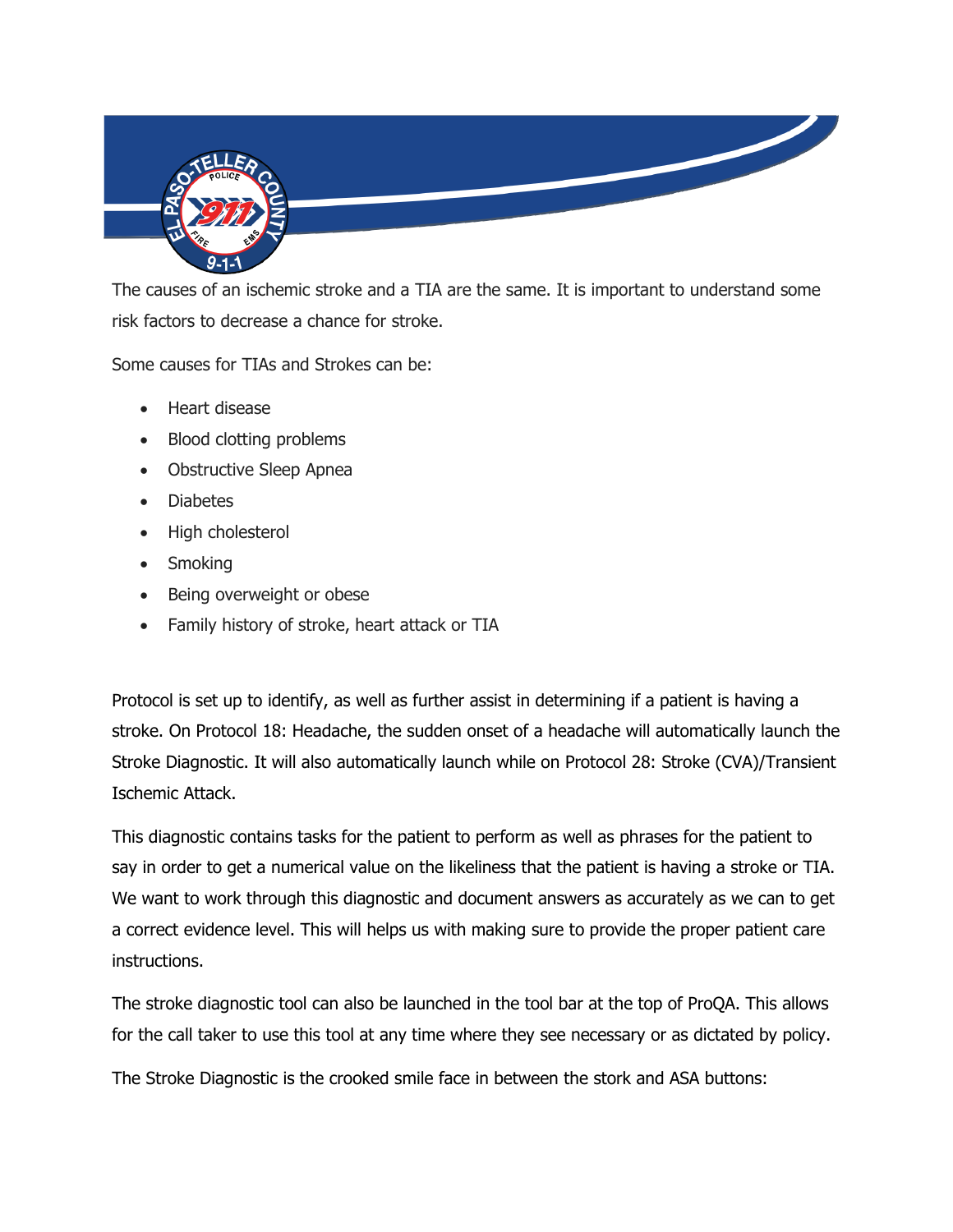The causes of an ischemic stroke and a TIA are the same. It is important to understand some risk factors to decrease a chance for stroke.

Some causes for TIAs and Strokes can be:

- Heart disease
- Blood clotting problems
- Obstructive Sleep Apnea
- Diabetes
- High cholesterol
- Smoking
- Being overweight or obese
- Family history of stroke, heart attack or TIA

Protocol is set up to identify, as well as further assist in determining if a patient is having a stroke. On Protocol 18: Headache, the sudden onset of a headache will automatically launch the Stroke Diagnostic. It will also automatically launch while on Protocol 28: Stroke (CVA)/Transient Ischemic Attack.

This diagnostic contains tasks for the patient to perform as well as phrases for the patient to say in order to get a numerical value on the likeliness that the patient is having a stroke or TIA. We want to work through this diagnostic and document answers as accurately as we can to get a correct evidence level. This will helps us with making sure to provide the proper patient care instructions.

The stroke diagnostic tool can also be launched in the tool bar at the top of ProQA. This allows for the call taker to use this tool at any time where they see necessary or as dictated by policy.

The Stroke Diagnostic is the crooked smile face in between the stork and ASA buttons: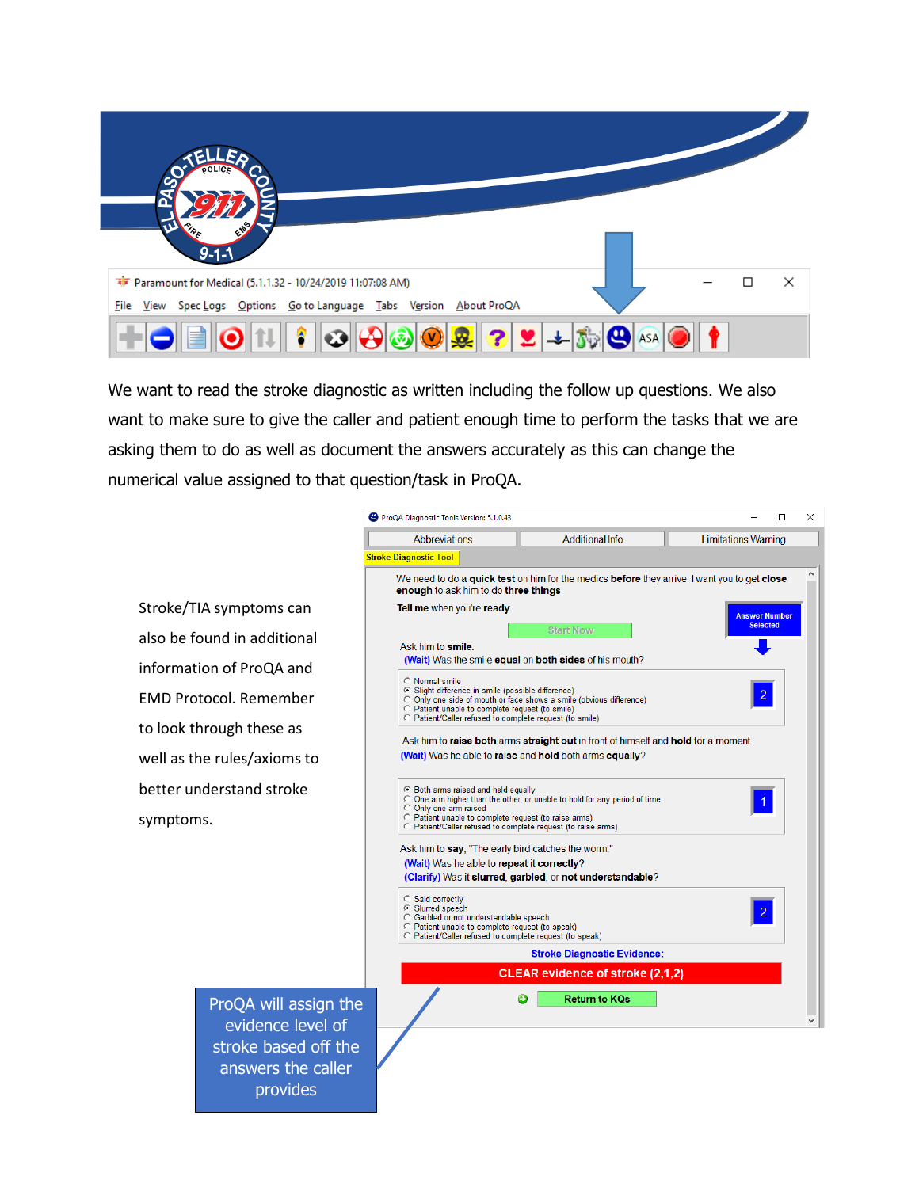We want to read the stroke diagnostic as written including the follow up questions. We also want to make sure to give the caller and patient enough time to perform the tasks that we are asking them to do as well as document the answers accurately as this can change the numerical value assigned to that question/task in ProQA.

Stroke/TIA symptoms can also be found in additional information of ProQA and EMD Protocol. Remember to look through these as well as the rules/axioms to better understand stroke symptoms.

ProQA will assign the evidence level of stroke based off the answers the caller provides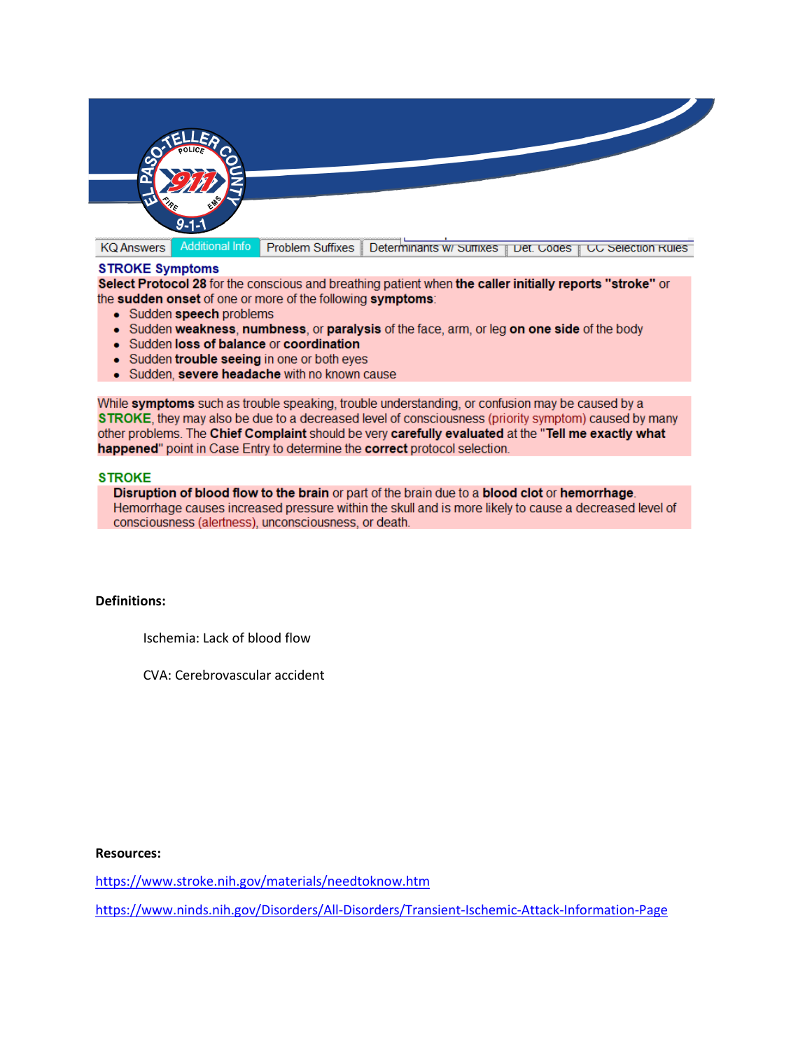KQ Answers | Additional Info | Problem Suffixes | Determinants w/ Suffixes | Det. Codes | CC Selection Rules

**STROKE Symptoms**

**Select Protocol 28** for the conscious and breathing patient when **the caller initially reports "stroke"** or the **sudden onset** of one or more of the following **symptoms**:

- Sudden **speech** problems
- Sudden **weakness**, **numbness**, or **paralysis** of the face, arm, or leg **on one side** of the body
- Sudden **loss of balance** or **coordination**
- Sudden **trouble seeing** in one or both eyes
- Sudden, **severe headache** with no known cause

While **symptoms** such as trouble speaking, trouble understanding, or confusion may be caused by a **STROKE**, they may also be due to a decreased level of consciousness (priority symptom) caused by many other problems. The **Chief Complaint** should be very **carefully evaluated** at the "**Tell me exactly what happened**" point in Case Entry to determine the **correct** protocol selection.

**STROKE**

**Disruption of blood flow to the brain** or part of the brain due to a **blood clot** or **hemorrhage**. Hemorrhage causes increased pressure within the skull and is more likely to cause a decreased level of consciousness (alertness), unconsciousness, or death.

**Definitions:**

Ischemia: Lack of blood flow

CVA: Cerebrovascular accident

**Resources:**

https://www.stroke.nih.gov/materials/needtoknow.htm

https://www.ninds.nih.gov/Disorders/All-Disorders/Transient-Ischemic-Attack-Information-Page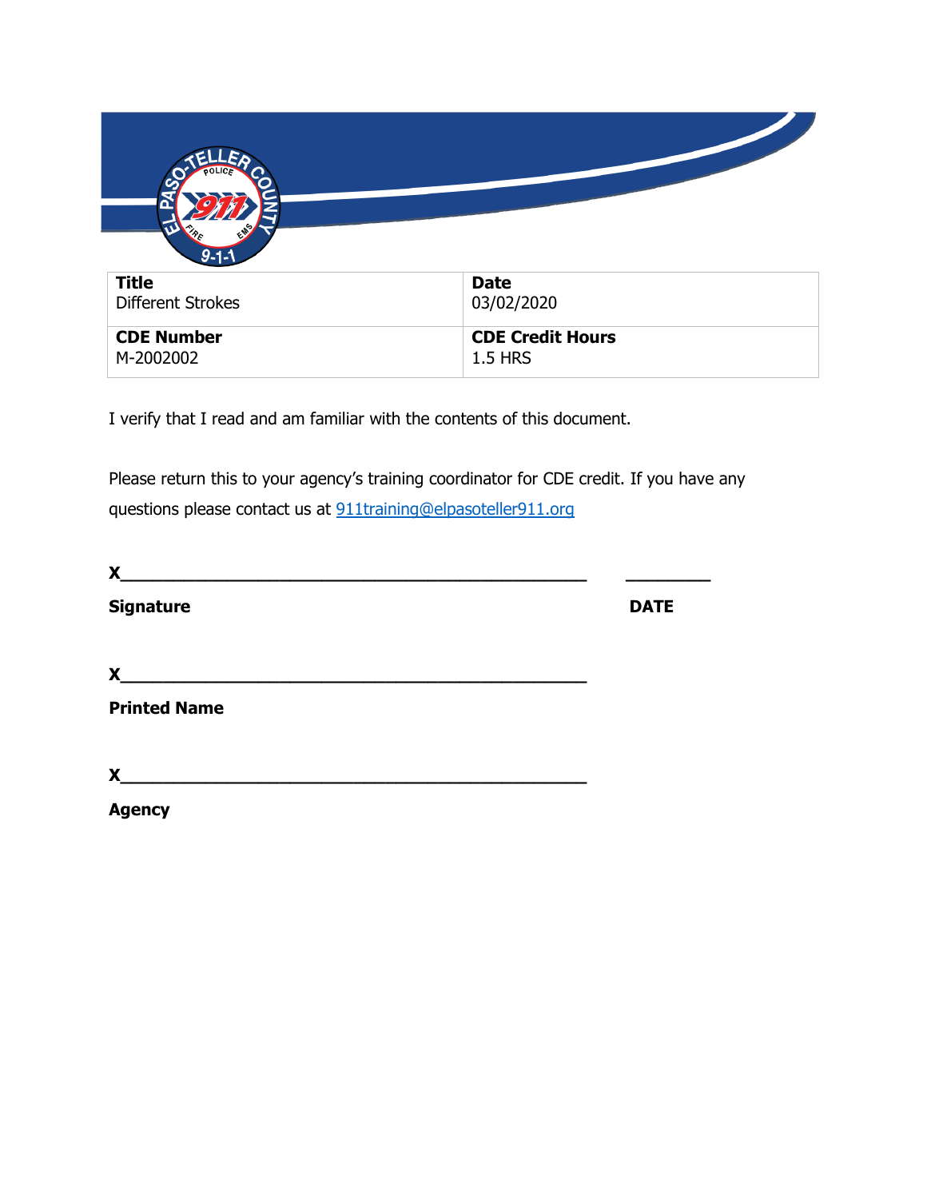| **Title**<br>Different Strokes | **Date**<br>03/02/2020 |
|---|---|
| **CDE Number**<br>M-2002002 | **CDE Credit Hours**<br>1.5 HRS |

I verify that I read and am familiar with the contents of this document.

Please return this to your agency's training coordinator for CDE credit. If you have any questions please contact us at 911training@elpasoteller911.org

**X**_______________________________________________ __________

**Signature** **DATE**

**X**_______________________________________________

**Printed Name**

**X**_______________________________________________

**Agency**